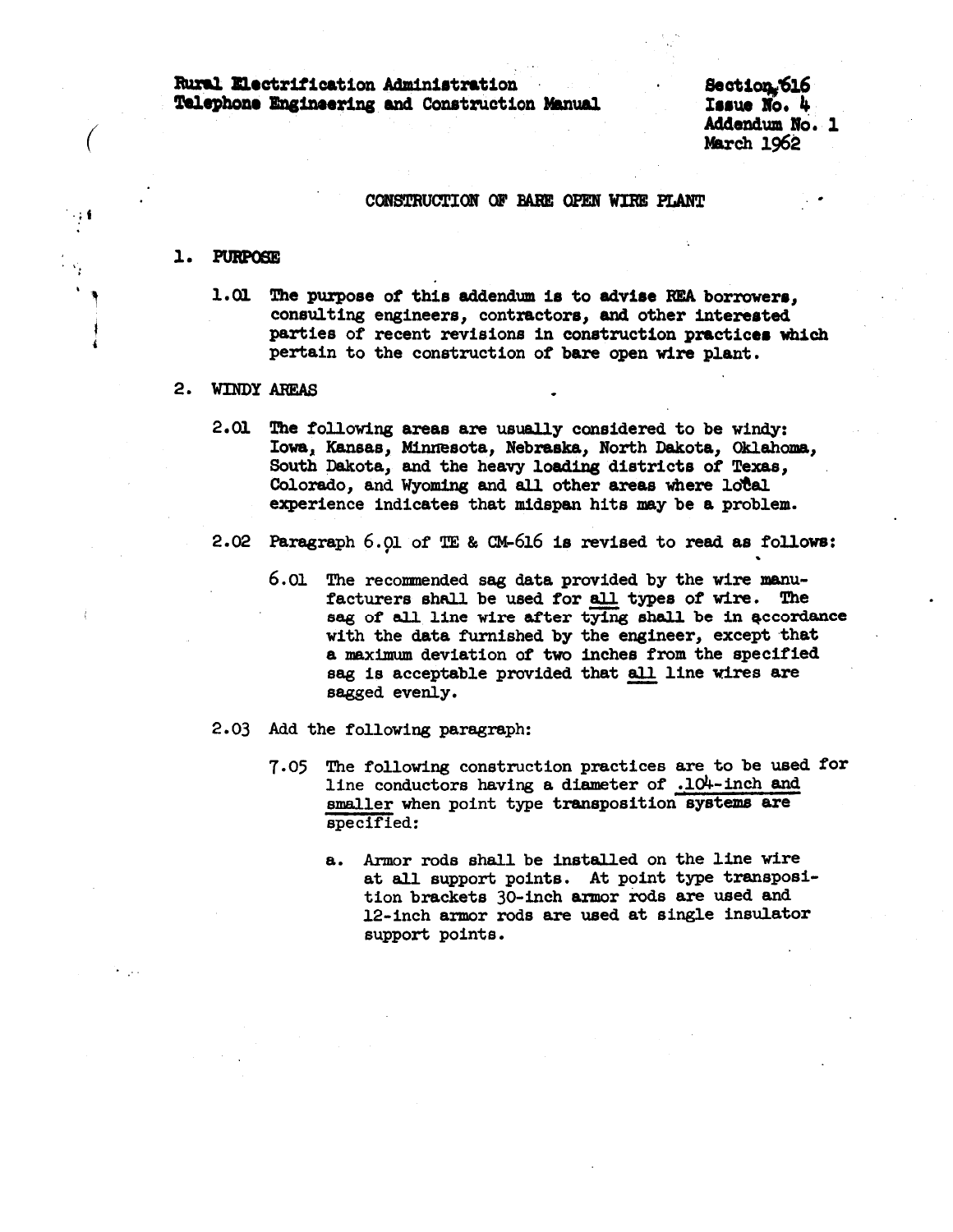Rural Electrification Administration
Telephone Engineering and Construction Manual

Section 616
Issue No. 4
Addendum No. 1
March 1962

# CONSTRUCTION OF BARE OPEN WIRE PLANT

## 1. PURPOSE

1.01 The purpose of this addendum is to advise REA borrowers, consulting engineers, contractors, and other interested parties of recent revisions in construction practices which pertain to the construction of bare open wire plant.

## 2. WINDY AREAS

2.01 The following areas are usually considered to be windy: Iowa, Kansas, Minnesota, Nebraska, North Dakota, Oklahoma, South Dakota, and the heavy loading districts of Texas, Colorado, and Wyoming and all other areas where local experience indicates that midspan hits may be a problem.

2.02 Paragraph 6.01 of TE & CM-616 is revised to read as follows:

> 6.01 The recommended sag data provided by the wire manufacturers shall be used for <u>all</u> types of wire. The sag of all line wire after tying shall be in accordance with the data furnished by the engineer, except that a maximum deviation of two inches from the specified sag is acceptable provided that <u>all</u> line wires are sagged evenly.

2.03 Add the following paragraph:

> 7.05 The following construction practices are to be used for line conductors having a diameter of <u>.104-inch and smaller</u> when point type transposition systems are specified:
>
> a. Armor rods shall be installed on the line wire at all support points. At point type transposition brackets 30-inch armor rods are used and 12-inch armor rods are used at single insulator support points.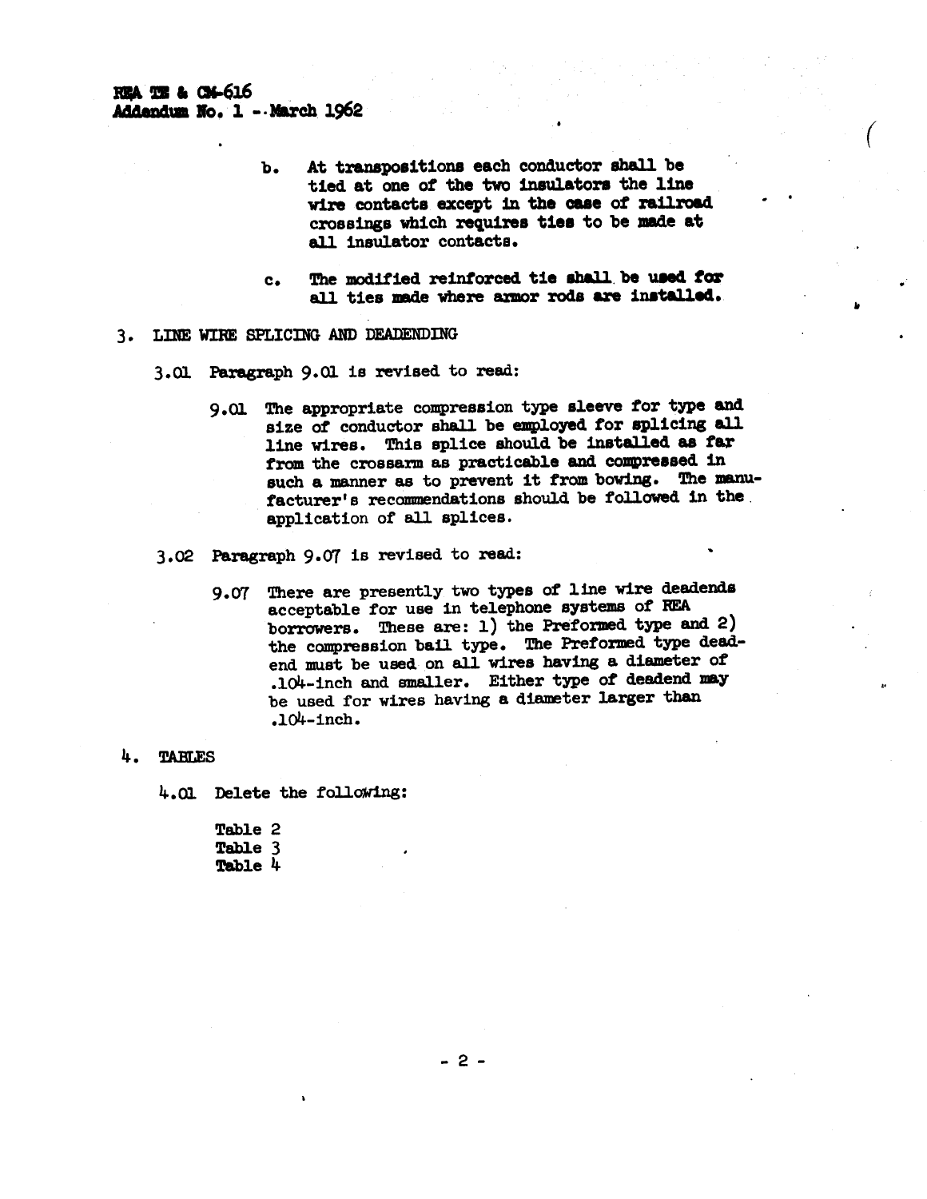b. At transpositions each conductor shall be tied at one of the two insulators the line wire contacts except in the case of railroad crossings which requires ties to be made at all insulator contacts.

c. The modified reinforced tie shall be used for all ties made where armor rods are installed.

3. LINE WIRE SPLICING AND DEADENDING

3.01 Paragraph 9.01 is revised to read:

9.01 The appropriate compression type sleeve for type and size of conductor shall be employed for splicing all line wires. This splice should be installed as far from the crossarm as practicable and compressed in such a manner as to prevent it from bowing. The manufacturer's recommendations should be followed in the application of all splices.

3.02 Paragraph 9.07 is revised to read:

9.07 There are presently two types of line wire deadends acceptable for use in telephone systems of REA borrowers. These are: 1) the Preformed type and 2) the compression bail type. The Preformed type deadend must be used on all wires having a diameter of .104-inch and smaller. Either type of deadend may be used for wires having a diameter larger than .104-inch.

4. TABLES

4.01 Delete the following:

Table 2
Table 3
Table 4